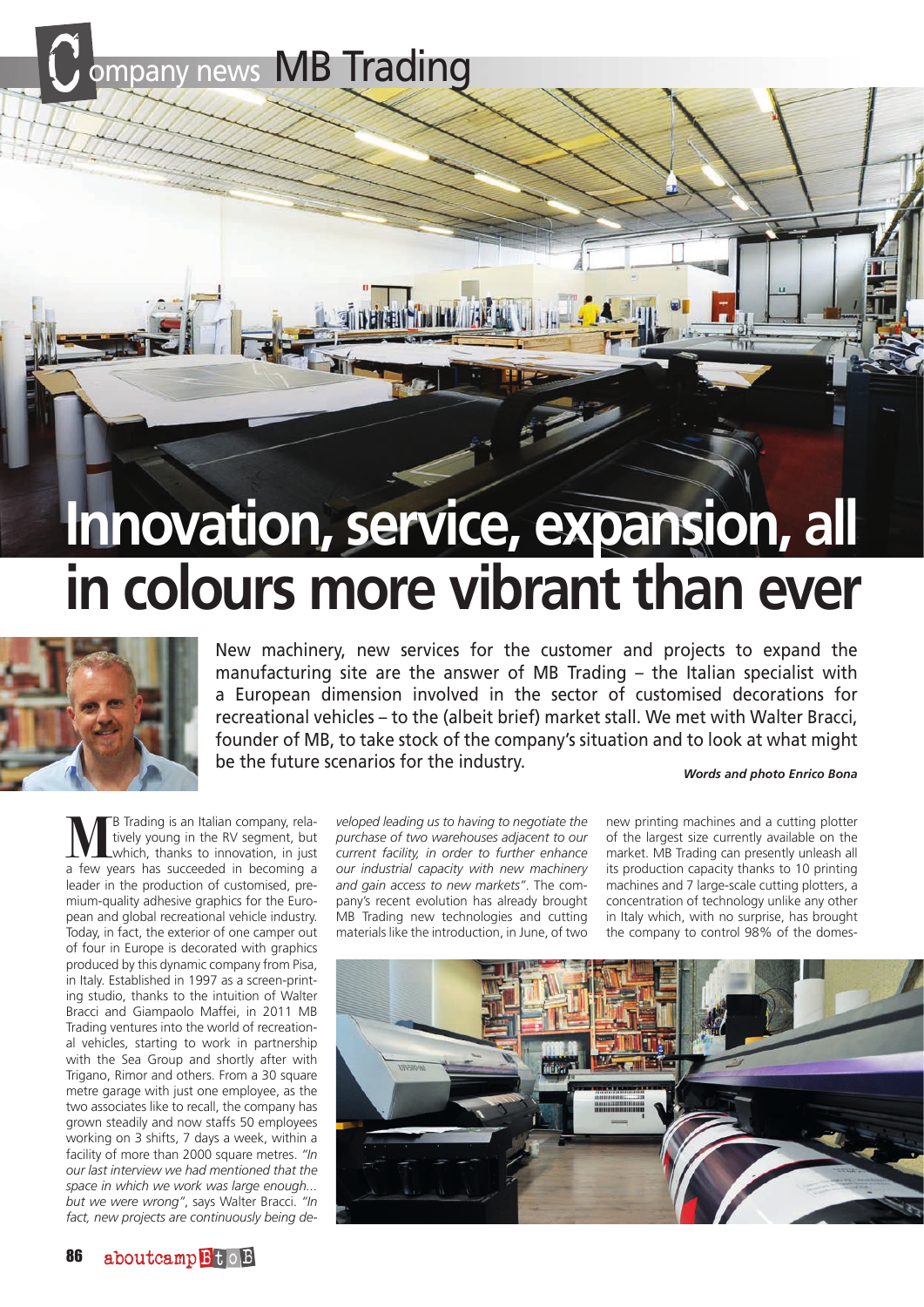Company news MB Trading

# Innovation, service, expansion, all in colours more vibrant than ever

New machinery, new services for the customer and projects to expand the manufacturing site are the answer of MB Trading – the Italian specialist with a European dimension involved in the sector of customised decorations for recreational vehicles – to the (albeit brief) market stall. We met with Walter Bracci, founder of MB, to take stock of the company's situation and to look at what might be the future scenarios for the industry.

***Words and photo Enrico Bona***

MB Trading is an Italian company, relatively young in the RV segment, but which, thanks to innovation, in just a few years has succeeded in becoming a leader in the production of customised, premium-quality adhesive graphics for the European and global recreational vehicle industry. Today, in fact, the exterior of one camper out of four in Europe is decorated with graphics produced by this dynamic company from Pisa, in Italy. Established in 1997 as a screen-printing studio, thanks to the intuition of Walter Bracci and Giampaolo Maffei, in 2011 MB Trading ventures into the world of recreational vehicles, starting to work in partnership with the Sea Group and shortly after with Trigano, Rimor and others. From a 30 square metre garage with just one employee, as the two associates like to recall, the company has grown steadily and now staffs 50 employees working on 3 shifts, 7 days a week, within a facility of more than 2000 square metres. *"In our last interview we had mentioned that the space in which we work was large enough... but we were wrong"*, says Walter Bracci. *"In fact, new projects are continuously being developed leading us to having to negotiate the purchase of two warehouses adjacent to our current facility, in order to further enhance our industrial capacity with new machinery and gain access to new markets"*. The company's recent evolution has already brought MB Trading new technologies and cutting materials like the introduction, in June, of two new printing machines and a cutting plotter of the largest size currently available on the market. MB Trading can presently unleash all its production capacity thanks to 10 printing machines and 7 large-scale cutting plotters, a concentration of technology unlike any other in Italy which, with no surprise, has brought the company to control 98% of the domes-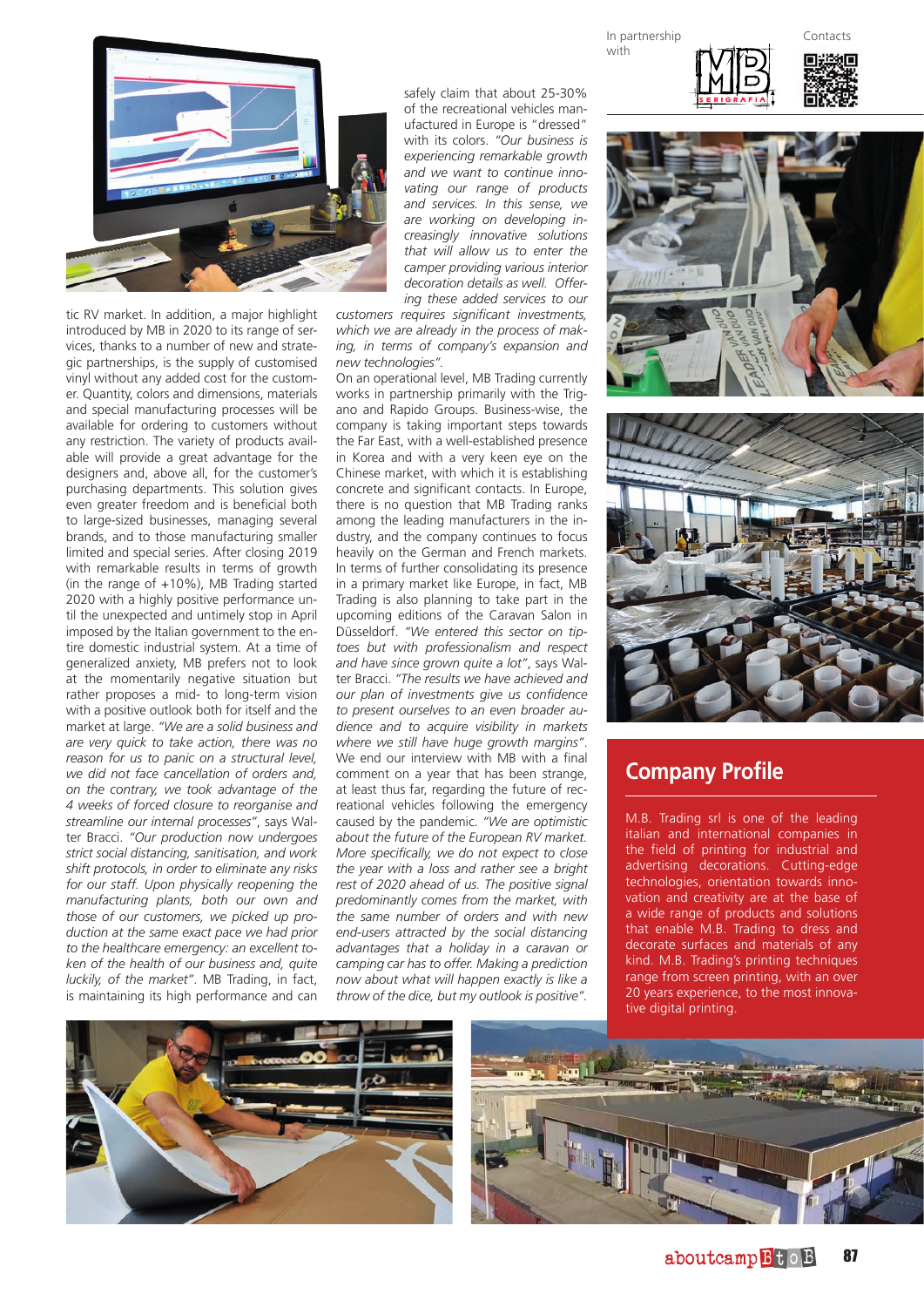tic RV market. In addition, a major highlight introduced by MB in 2020 to its range of services, thanks to a number of new and strategic partnerships, is the supply of customised vinyl without any added cost for the customer. Quantity, colors and dimensions, materials and special manufacturing processes will be available for ordering to customers without any restriction. The variety of products available will provide a great advantage for the designers and, above all, for the customer's purchasing departments. This solution gives even greater freedom and is beneficial both to large-sized businesses, managing several brands, and to those manufacturing smaller limited and special series. After closing 2019 with remarkable results in terms of growth (in the range of +10%), MB Trading started 2020 with a highly positive performance until the unexpected and untimely stop in April imposed by the Italian government to the entire domestic industrial system. At a time of generalized anxiety, MB prefers not to look at the momentarily negative situation but rather proposes a mid- to long-term vision with a positive outlook both for itself and the market at large. *"We are a solid business and are very quick to take action, there was no reason for us to panic on a structural level, we did not face cancellation of orders and, on the contrary, we took advantage of the 4 weeks of forced closure to reorganise and streamline our internal processes"*, says Walter Bracci. *"Our production now undergoes strict social distancing, sanitisation, and work shift protocols, in order to eliminate any risks for our staff. Upon physically reopening the manufacturing plants, both our own and those of our customers, we picked up production at the same exact pace we had prior to the healthcare emergency: an excellent token of the health of our business and, quite luckily, of the market"*. MB Trading, in fact, is maintaining its high performance and can safely claim that about 25-30% of the recreational vehicles manufactured in Europe is "dressed" with its colors. *"Our business is experiencing remarkable growth and we want to continue innovating our range of products and services. In this sense, we are working on developing increasingly innovative solutions that will allow us to enter the camper providing various interior decoration details as well. Offering these added services to our customers requires significant investments, which we are already in the process of making, in terms of company's expansion and new technologies"*.

On an operational level, MB Trading currently works in partnership primarily with the Trigano and Rapido Groups. Business-wise, the company is taking important steps towards the Far East, with a well-established presence in Korea and with a very keen eye on the Chinese market, with which it is establishing concrete and significant contacts. In Europe, there is no question that MB Trading ranks among the leading manufacturers in the industry, and the company continues to focus heavily on the German and French markets. In terms of further consolidating its presence in a primary market like Europe, in fact, MB Trading is also planning to take part in the upcoming editions of the Caravan Salon in Düsseldorf. *"We entered this sector on tiptoes but with professionalism and respect and have since grown quite a lot"*, says Walter Bracci. *"The results we have achieved and our plan of investments give us confidence to present ourselves to an even broader audience and to acquire visibility in markets where we still have huge growth margins"*. We end our interview with MB with a final comment on a year that has been strange, at least thus far, regarding the future of recreational vehicles following the emergency caused by the pandemic. *"We are optimistic about the future of the European RV market. More specifically, we do not expect to close the year with a loss and rather see a bright rest of 2020 ahead of us. The positive signal predominantly comes from the market, with the same number of orders and with new end-users attracted by the social distancing advantages that a holiday in a caravan or camping car has to offer. Making a prediction now about what will happen exactly is like a throw of the dice, but my outlook is positive"*.

In partnership with

Contacts

## Company Profile

M.B. Trading srl is one of the leading italian and international companies in the field of printing for industrial and advertising decorations. Cutting-edge technologies, orientation towards innovation and creativity are at the base of a wide range of products and solutions that enable M.B. Trading to dress and decorate surfaces and materials of any kind. M.B. Trading's printing techniques range from screen printing, with an over 20 years experience, to the most innovative digital printing.